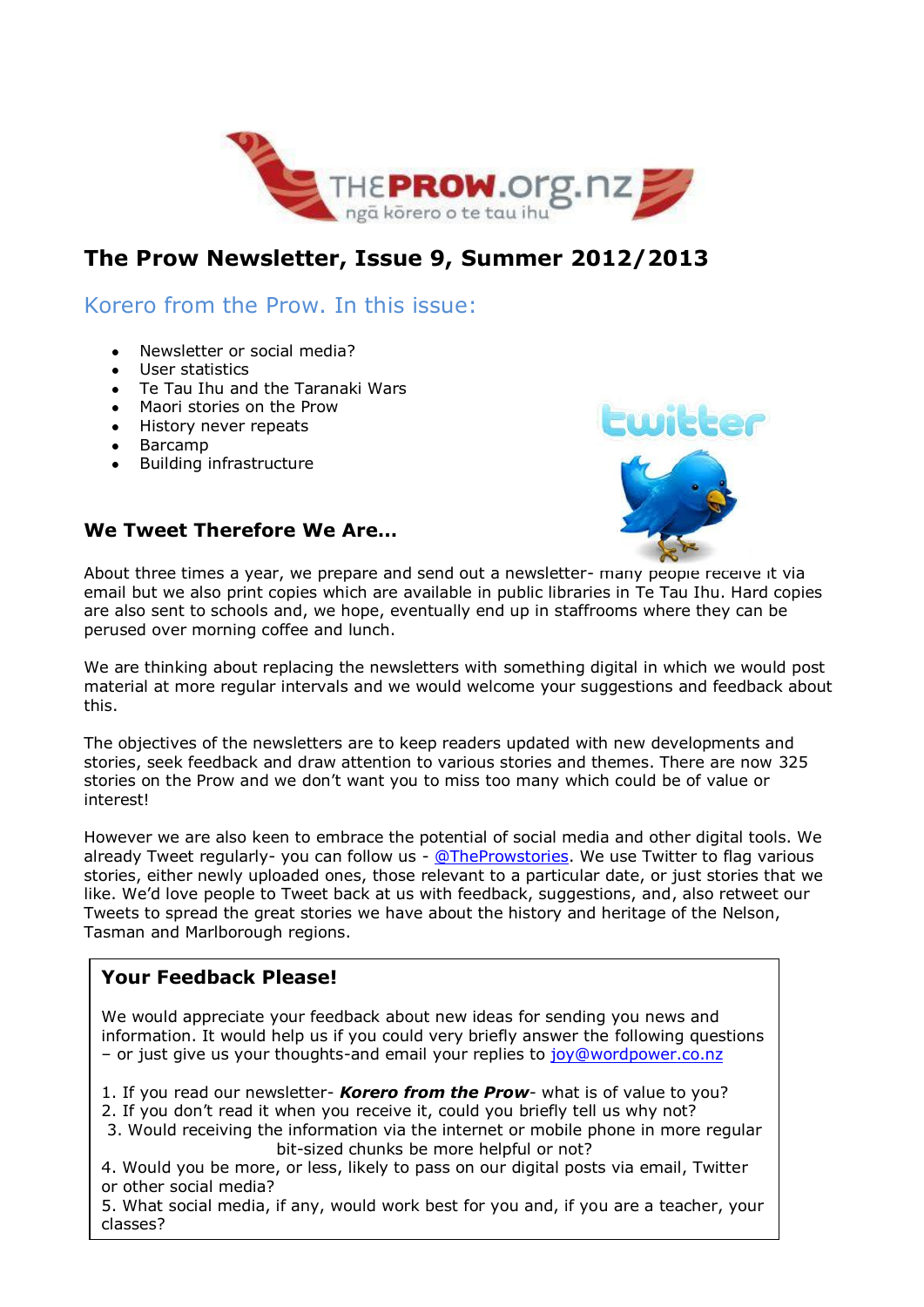# The Prow Newsletter, Issue 9, Summer 2012/2013

## Korero from the Prow. In this issue:

- Newsletter or social media?
- User statistics
- Te Tau Ihu and the Taranaki Wars
- Maori stories on the Prow
- History never repeats
- Barcamp
- Building infrastructure

### We Tweet Therefore We Are…

About three times a year, we prepare and send out a newsletter- many people receive it via email but we also print copies which are available in public libraries in Te Tau Ihu. Hard copies are also sent to schools and, we hope, eventually end up in staffrooms where they can be perused over morning coffee and lunch.

We are thinking about replacing the newsletters with something digital in which we would post material at more regular intervals and we would welcome your suggestions and feedback about this.

The objectives of the newsletters are to keep readers updated with new developments and stories, seek feedback and draw attention to various stories and themes. There are now 325 stories on the Prow and we don't want you to miss too many which could be of value or interest!

However we are also keen to embrace the potential of social media and other digital tools. We already Tweet regularly- you can follow us - @TheProwstories. We use Twitter to flag various stories, either newly uploaded ones, those relevant to a particular date, or just stories that we like. We'd love people to Tweet back at us with feedback, suggestions, and, also retweet our Tweets to spread the great stories we have about the history and heritage of the Nelson, Tasman and Marlborough regions.

### Your Feedback Please!

We would appreciate your feedback about new ideas for sending you news and information. It would help us if you could very briefly answer the following questions – or just give us your thoughts-and email your replies to joy@wordpower.co.nz

1. If you read our newsletter- ***Korero from the Prow***- what is of value to you?
2. If you don't read it when you receive it, could you briefly tell us why not?
3. Would receiving the information via the internet or mobile phone in more regular bit-sized chunks be more helpful or not?
4. Would you be more, or less, likely to pass on our digital posts via email, Twitter or other social media?
5. What social media, if any, would work best for you and, if you are a teacher, your classes?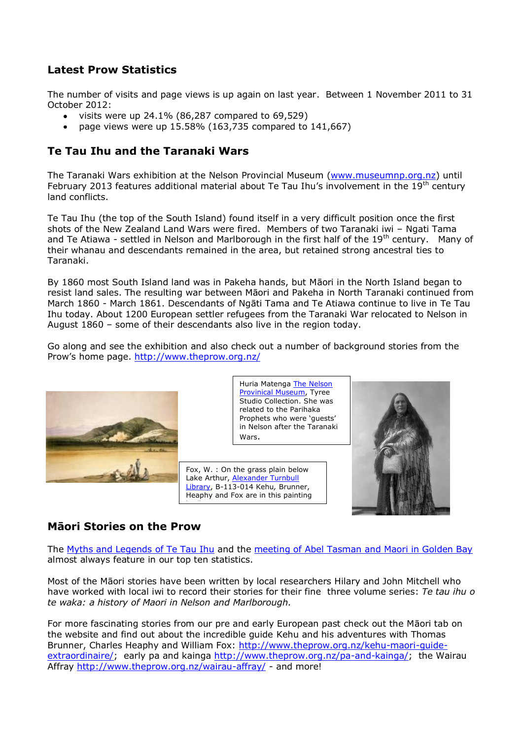## Latest Prow Statistics

The number of visits and page views is up again on last year. Between 1 November 2011 to 31 October 2012:

- visits were up 24.1% (86,287 compared to 69,529)
- page views were up 15.58% (163,735 compared to 141,667)

## Te Tau Ihu and the Taranaki Wars

The Taranaki Wars exhibition at the Nelson Provincial Museum (www.museumnp.org.nz) until February 2013 features additional material about Te Tau Ihu's involvement in the 19th century land conflicts.

Te Tau Ihu (the top of the South Island) found itself in a very difficult position once the first shots of the New Zealand Land Wars were fired. Members of two Taranaki iwi – Ngati Tama and Te Atiawa - settled in Nelson and Marlborough in the first half of the 19th century. Many of their whanau and descendants remained in the area, but retained strong ancestral ties to Taranaki.

By 1860 most South Island land was in Pakeha hands, but Māori in the North Island began to resist land sales. The resulting war between Māori and Pakeha in North Taranaki continued from March 1860 - March 1861. Descendants of Ngāti Tama and Te Atiawa continue to live in Te Tau Ihu today. About 1200 European settler refugees from the Taranaki War relocated to Nelson in August 1860 – some of their descendants also live in the region today.

Go along and see the exhibition and also check out a number of background stories from the Prow's home page. http://www.theprow.org.nz/

Huria Matenga The Nelson Provincial Museum, Tyree Studio Collection. She was related to the Parihaka Prophets who were 'guests' in Nelson after the Taranaki Wars.

Fox, W. : On the grass plain below Lake Arthur, Alexander Turnbull Library, B-113-014 Kehu, Brunner, Heaphy and Fox are in this painting

## Māori Stories on the Prow

The Myths and Legends of Te Tau Ihu and the meeting of Abel Tasman and Maori in Golden Bay almost always feature in our top ten statistics.

Most of the Māori stories have been written by local researchers Hilary and John Mitchell who have worked with local iwi to record their stories for their fine three volume series: *Te tau ihu o te waka: a history of Maori in Nelson and Marlborough.*

For more fascinating stories from our pre and early European past check out the Māori tab on the website and find out about the incredible guide Kehu and his adventures with Thomas Brunner, Charles Heaphy and William Fox: http://www.theprow.org.nz/kehu-maori-guide-extraordinaire/; early pa and kainga http://www.theprow.org.nz/pa-and-kainga/; the Wairau Affray http://www.theprow.org.nz/wairau-affray/ - and more!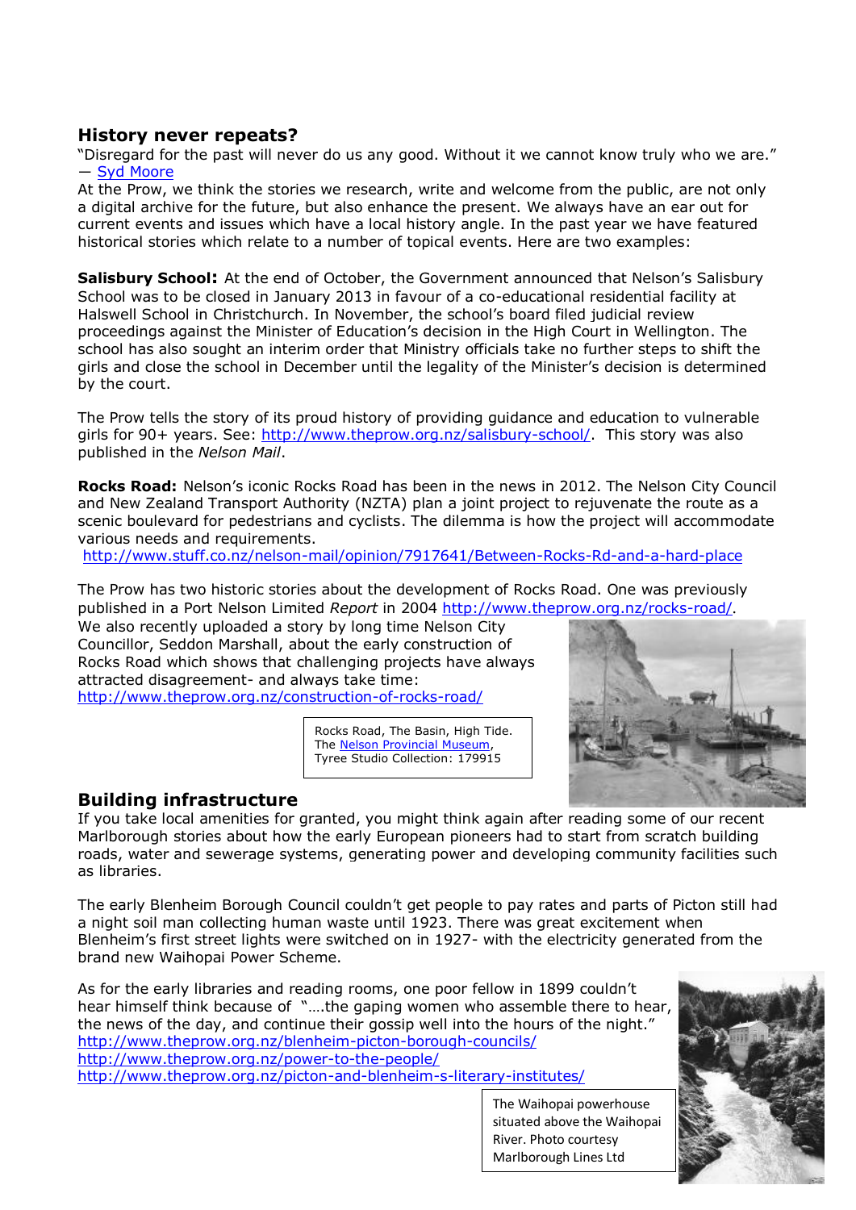## History never repeats?

"Disregard for the past will never do us any good. Without it we cannot know truly who we are."
— Syd Moore

At the Prow, we think the stories we research, write and welcome from the public, are not only a digital archive for the future, but also enhance the present. We always have an ear out for current events and issues which have a local history angle. In the past year we have featured historical stories which relate to a number of topical events. Here are two examples:

**Salisbury School:** At the end of October, the Government announced that Nelson's Salisbury School was to be closed in January 2013 in favour of a co-educational residential facility at Halswell School in Christchurch. In November, the school's board filed judicial review proceedings against the Minister of Education's decision in the High Court in Wellington. The school has also sought an interim order that Ministry officials take no further steps to shift the girls and close the school in December until the legality of the Minister's decision is determined by the court.

The Prow tells the story of its proud history of providing guidance and education to vulnerable girls for 90+ years. See: http://www.theprow.org.nz/salisbury-school/. This story was also published in the *Nelson Mail*.

**Rocks Road:** Nelson's iconic Rocks Road has been in the news in 2012. The Nelson City Council and New Zealand Transport Authority (NZTA) plan a joint project to rejuvenate the route as a scenic boulevard for pedestrians and cyclists. The dilemma is how the project will accommodate various needs and requirements.
http://www.stuff.co.nz/nelson-mail/opinion/7917641/Between-Rocks-Rd-and-a-hard-place

The Prow has two historic stories about the development of Rocks Road. One was previously published in a Port Nelson Limited *Report* in 2004 http://www.theprow.org.nz/rocks-road/. We also recently uploaded a story by long time Nelson City Councillor, Seddon Marshall, about the early construction of Rocks Road which shows that challenging projects have always attracted disagreement- and always take time:
http://www.theprow.org.nz/construction-of-rocks-road/

Rocks Road, The Basin, High Tide. The Nelson Provincial Museum, Tyree Studio Collection: 179915

## Building infrastructure

If you take local amenities for granted, you might think again after reading some of our recent Marlborough stories about how the early European pioneers had to start from scratch building roads, water and sewerage systems, generating power and developing community facilities such as libraries.

The early Blenheim Borough Council couldn't get people to pay rates and parts of Picton still had a night soil man collecting human waste until 1923. There was great excitement when Blenheim's first street lights were switched on in 1927- with the electricity generated from the brand new Waihopai Power Scheme.

As for the early libraries and reading rooms, one poor fellow in 1899 couldn't hear himself think because of "….the gaping women who assemble there to hear, the news of the day, and continue their gossip well into the hours of the night."
http://www.theprow.org.nz/blenheim-picton-borough-councils/
http://www.theprow.org.nz/power-to-the-people/
http://www.theprow.org.nz/picton-and-blenheim-s-literary-institutes/

The Waihopai powerhouse situated above the Waihopai River. Photo courtesy Marlborough Lines Ltd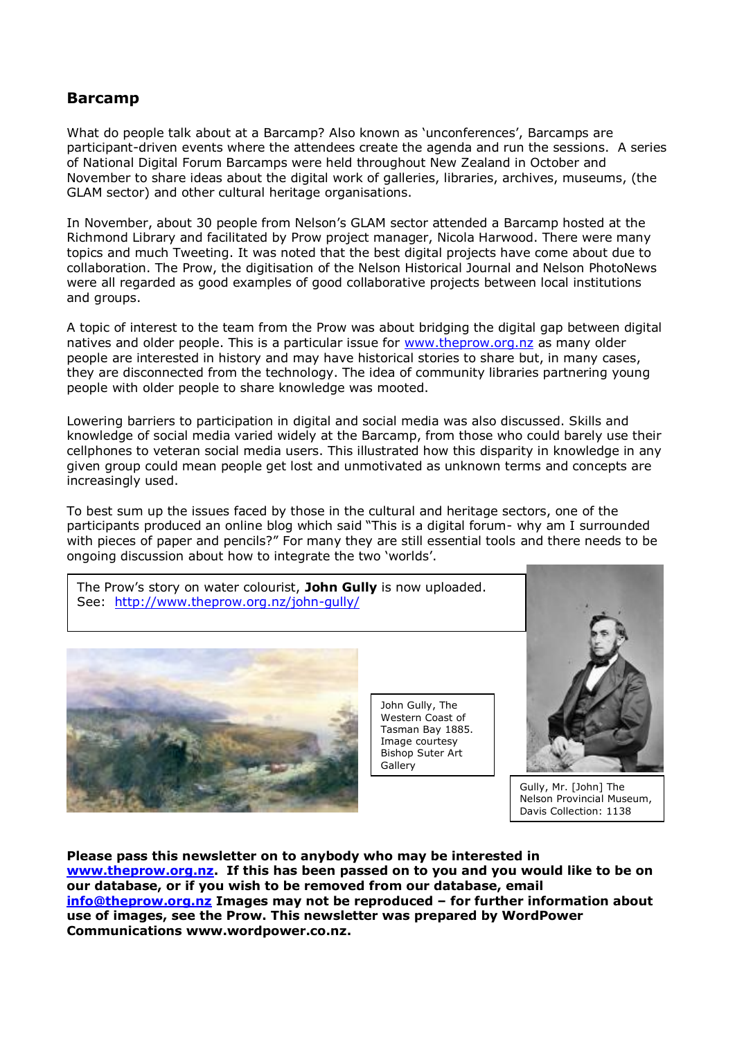## Barcamp

What do people talk about at a Barcamp? Also known as 'unconferences', Barcamps are participant-driven events where the attendees create the agenda and run the sessions. A series of National Digital Forum Barcamps were held throughout New Zealand in October and November to share ideas about the digital work of galleries, libraries, archives, museums, (the GLAM sector) and other cultural heritage organisations.

In November, about 30 people from Nelson's GLAM sector attended a Barcamp hosted at the Richmond Library and facilitated by Prow project manager, Nicola Harwood. There were many topics and much Tweeting. It was noted that the best digital projects have come about due to collaboration. The Prow, the digitisation of the Nelson Historical Journal and Nelson PhotoNews were all regarded as good examples of good collaborative projects between local institutions and groups.

A topic of interest to the team from the Prow was about bridging the digital gap between digital natives and older people. This is a particular issue for www.theprow.org.nz as many older people are interested in history and may have historical stories to share but, in many cases, they are disconnected from the technology. The idea of community libraries partnering young people with older people to share knowledge was mooted.

Lowering barriers to participation in digital and social media was also discussed. Skills and knowledge of social media varied widely at the Barcamp, from those who could barely use their cellphones to veteran social media users. This illustrated how this disparity in knowledge in any given group could mean people get lost and unmotivated as unknown terms and concepts are increasingly used.

To best sum up the issues faced by those in the cultural and heritage sectors, one of the participants produced an online blog which said "This is a digital forum- why am I surrounded with pieces of paper and pencils?" For many they are still essential tools and there needs to be ongoing discussion about how to integrate the two 'worlds'.

The Prow's story on water colourist, **John Gully** is now uploaded.
See: http://www.theprow.org.nz/john-gully/

John Gully, The Western Coast of Tasman Bay 1885. Image courtesy Bishop Suter Art Gallery

Gully, Mr. [John] The Nelson Provincial Museum, Davis Collection: 1138

**Please pass this newsletter on to anybody who may be interested in www.theprow.org.nz. If this has been passed on to you and you would like to be on our database, or if you wish to be removed from our database, email info@theprow.org.nz Images may not be reproduced – for further information about use of images, see the Prow. This newsletter was prepared by WordPower Communications www.wordpower.co.nz.**